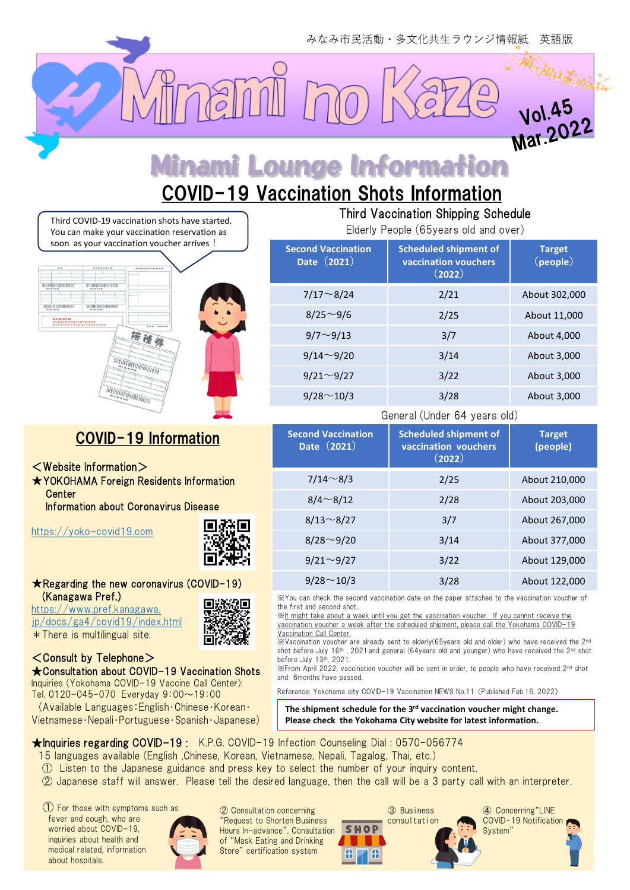みなみ市民活動・多文化共生ラウンジ情報紙　英語版

# Minami no Kaze

Vol.45
Mar.2022

## Minami Lounge Information

## COVID-19 Vaccination Shots Information

Third COVID-19 vaccination shots have started.
You can make your vaccination reservation as soon as your vaccination voucher arrives！

### Third Vaccination Shipping Schedule

Elderly People (65years old and over)

| Second Vaccination Date（2021） | Scheduled shipment of vaccination vouchers（2022） | Target（people） |
|---|---|---|
| 7/17～8/24 | 2/21 | About 302,000 |
| 8/25～9/6 | 2/25 | About 11,000 |
| 9/7～9/13 | 3/7 | About 4,000 |
| 9/14～9/20 | 3/14 | About 3,000 |
| 9/21～9/27 | 3/22 | About 3,000 |
| 9/28～10/3 | 3/28 | About 3,000 |

General (Under 64 years old)

| Second Vaccination Date（2021） | Scheduled shipment of vaccination vouchers（2022） | Target (people) |
|---|---|---|
| 7/14～8/3 | 2/25 | About 210,000 |
| 8/4～8/12 | 2/28 | About 203,000 |
| 8/13～8/27 | 3/7 | About 267,000 |
| 8/28～9/20 | 3/14 | About 377,000 |
| 9/21～9/27 | 3/22 | About 129,000 |
| 9/28～10/3 | 3/28 | About 122,000 |

※You can check the second vaccination date on the paper attached to the vaccination voucher of the first and second shot..
※It might take about a week until you get the vaccination voucher. If you cannot receive the vaccination voucher a week after the scheduled shipment, please call the Yokohama COVID-19 Vaccination Call Center.
※Vaccination voucher are already sent to elderly(65years old and older) who have received the 2nd shot before July 16th, 2021 and general (64years old and younger) who have received the 2nd shot before July 13th, 2021.
※From April 2022, vaccination voucher will be sent in order, to people who have received 2nd shot and 6months have passed.

Reference: Yokohama city COVID-19 Vaccination NEWS No.11 (Published Feb.16, 2022)

**The shipment schedule for the 3rd vaccination voucher might change. Please check the Yokohama City website for latest information.**

## COVID-19 Information

＜Website Information＞

★YOKOHAMA Foreign Residents Information Center
Information about Coronavirus Disease

https://yoko-covid19.com

★Regarding the new coronavirus (COVID-19) (Kanagawa Pref.)

https://www.pref.kanagawa.jp/docs/ga4/covid19/index.html

＊There is multilingual site.

＜Consult by Telephone＞

★Consultation about COVID-19 Vaccination Shots
Inquiries (Yokohama COVID-19 Vaccine Call Center):
Tel. 0120-045-070 Everyday 9:00～19:00
(Available Languages:English･Chinese･Korean･Vietnamese･Nepali･Portuguese･Spanish･Japanese)

★Inquiries regarding COVID-19： K.P.G. COVID-19 Infection Counseling Dial : 0570-056774
15 languages available (English ,Chinese, Korean, Vietnamese, Nepali, Tagalog, Thai, etc.)
① Listen to the Japanese guidance and press key to select the number of your inquiry content.
② Japanese staff will answer. Please tell the desired language, then the call will be a 3 party call with an interpreter.

① For those with symptoms such as fever and cough, who are worried about COVID-19, inquiries about health and medical related, information about hospitals.

② Consultation concerning "Request to Shorten Business Hours In-advance", Consultation of "Mask Eating and Drinking Store" certification system

③ Business consultation

④ Concerning"LINE COVID-19 Notification System"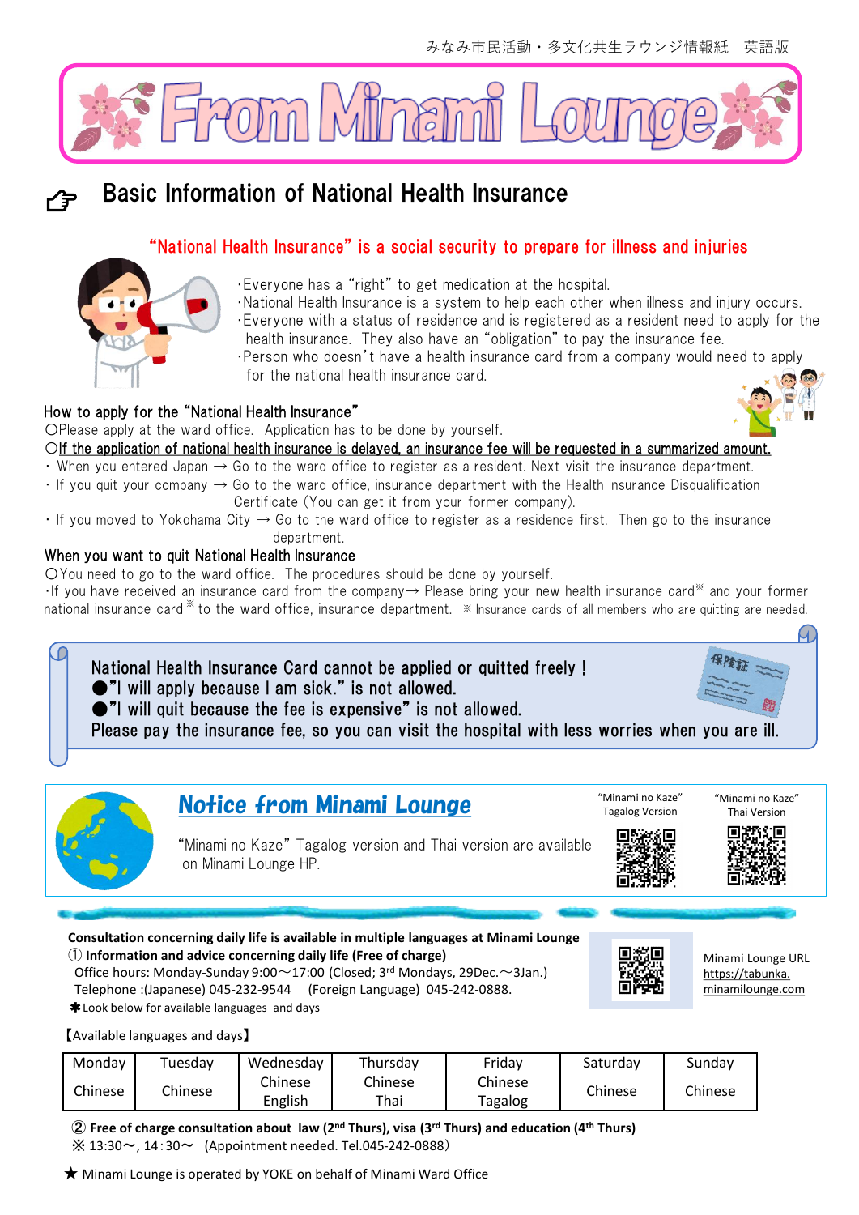みなみ市民活動・多文化共生ラウンジ情報紙　英語版

# From Minami Lounge

## Basic Information of National Health Insurance

### "National Health Insurance" is a social security to prepare for illness and injuries

- Everyone has a "right" to get medication at the hospital.
- National Health Insurance is a system to help each other when illness and injury occurs.
- Everyone with a status of residence and is registered as a resident need to apply for the health insurance. They also have an "obligation" to pay the insurance fee.
- Person who doesn't have a health insurance card from a company would need to apply for the national health insurance card.

**How to apply for the "National Health Insurance"**

〇Please apply at the ward office. Application has to be done by yourself.

〇<u>If the application of national health insurance is delayed, an insurance fee will be requested in a summarized amount.</u>

- When you entered Japan → Go to the ward office to register as a resident. Next visit the insurance department.
- If you quit your company → Go to the ward office, insurance department with the Health Insurance Disqualification Certificate (You can get it from your former company).
- If you moved to Yokohama City → Go to the ward office to register as a residence first. Then go to the insurance department.

**When you want to quit National Health Insurance**

〇You need to go to the ward office. The procedures should be done by yourself.

- If you have received an insurance card from the company→ Please bring your new health insurance card※ and your former national insurance card※ to the ward office, insurance department. ※ Insurance cards of all members who are quitting are needed.

National Health Insurance Card cannot be applied or quitted freely！
●"I will apply because I am sick." is not allowed.
●"I will quit because the fee is expensive" is not allowed.
Please pay the insurance fee, so you can visit the hospital with less worries when you are ill.

## Notice from Minami Lounge

"Minami no Kaze" Tagalog version and Thai version are available on Minami Lounge HP.

"Minami no Kaze" Tagalog Version

"Minami no Kaze" Thai Version

**Consultation concerning daily life is available in multiple languages at Minami Lounge**

① **Information and advice concerning daily life (Free of charge)**

Office hours: Monday-Sunday 9:00～17:00 (Closed; 3rd Mondays, 29Dec.～3Jan.)

Telephone :(Japanese) 045-232-9544　(Foreign Language) 045-242-0888.

✱Look below for available languages and days

Minami Lounge URL https://tabunka.minamilounge.com

【Available languages and days】

| Monday | Tuesday | Wednesday | Thursday | Friday | Saturday | Sunday |
|---|---|---|---|---|---|---|
| Chinese | Chinese | Chinese<br>English | Chinese<br>Thai | Chinese<br>Tagalog | Chinese | Chinese |

② **Free of charge consultation about law (2nd Thurs), visa (3rd Thurs) and education (4th Thurs)**

※ 13:30～, 14:30～ (Appointment needed. Tel.045-242-0888)

★ Minami Lounge is operated by YOKE on behalf of Minami Ward Office